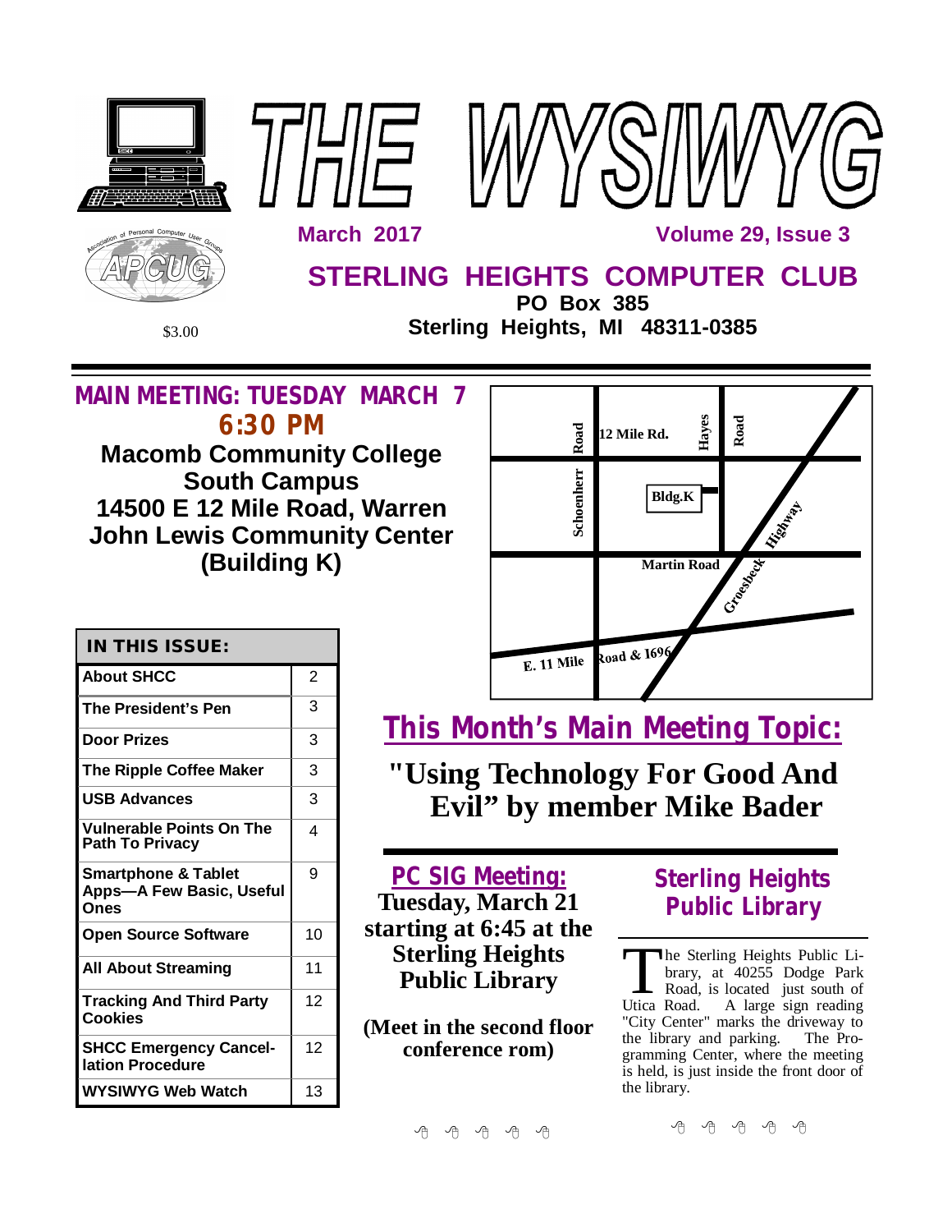# THE WYSIWYG

March 2017 — Volume 29, Issue 3

## STERLING HEIGHTS COMPUTER CLUB

**PO Box 385**
**Sterling Heights, MI 48311-0385**

$3.00

## MAIN MEETING: TUESDAY MARCH 7 6:30 PM

**Macomb Community College**
**South Campus**
**14500 E 12 Mile Road, Warren**
**John Lewis Community Center**
**(Building K)**

12 Mile Rd. — Schoenherr Road — Hayes Road — Bldg.K — Martin Road — Groesbeck Highway — E. 11 Mile Road & 1696

| IN THIS ISSUE: | |
|---|---|
| About SHCC | 2 |
| The President's Pen | 3 |
| Door Prizes | 3 |
| The Ripple Coffee Maker | 3 |
| USB Advances | 3 |
| Vulnerable Points On The Path To Privacy | 4 |
| Smartphone & Tablet Apps—A Few Basic, Useful Ones | 9 |
| Open Source Software | 10 |
| All About Streaming | 11 |
| Tracking And Third Party Cookies | 12 |
| SHCC Emergency Cancellation Procedure | 12 |
| WYSIWYG Web Watch | 13 |

## This Month's Main Meeting Topic:

### "Using Technology For Good And Evil" by member Mike Bader

## PC SIG Meeting:

**Tuesday, March 21 starting at 6:45 at the Sterling Heights Public Library**

**(Meet in the second floor conference rom)**

## Sterling Heights Public Library

The Sterling Heights Public Library, at 40255 Dodge Park Road, is located just south of Utica Road. A large sign reading "City Center" marks the driveway to the library and parking. The Programming Center, where the meeting is held, is just inside the front door of the library.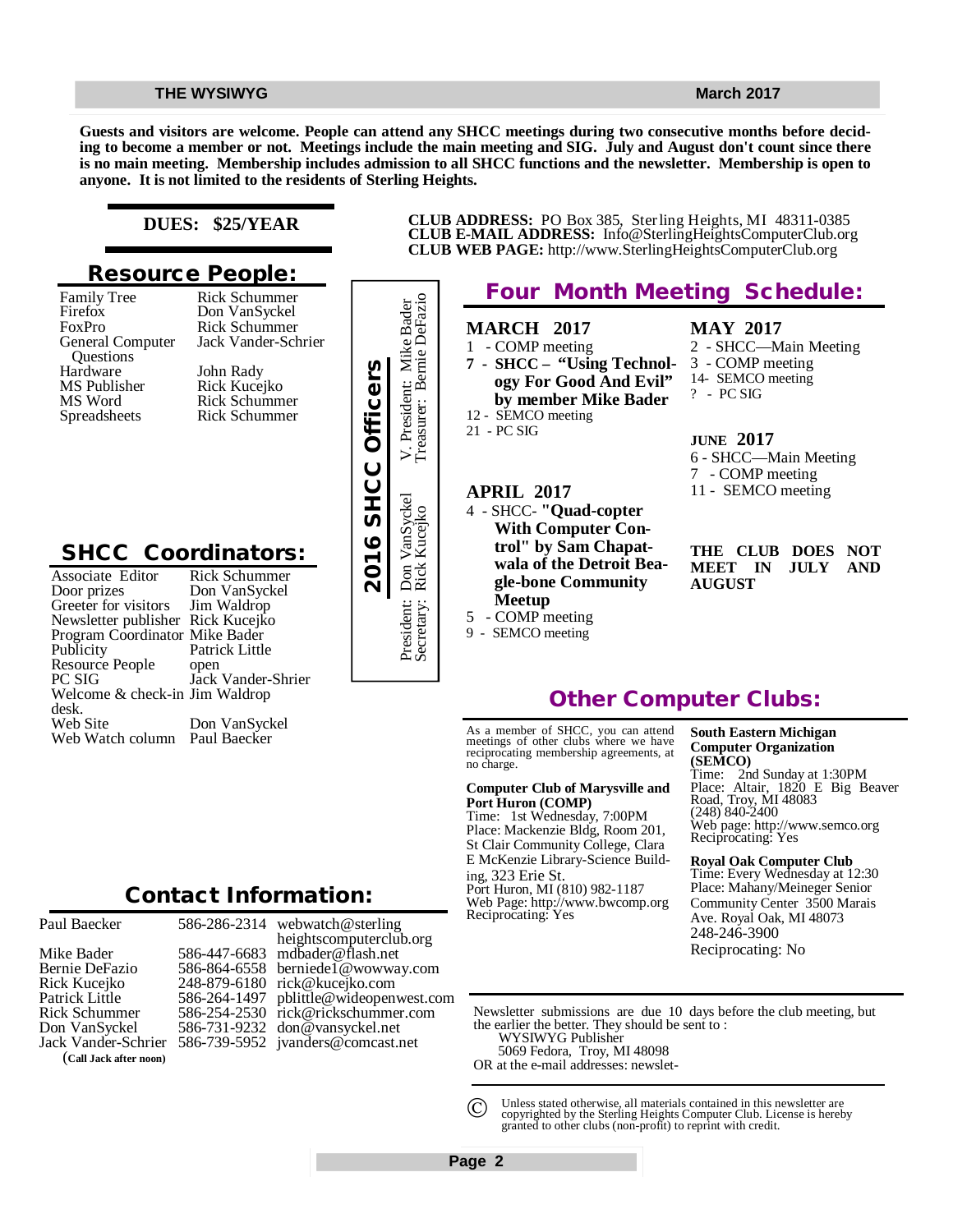**Guests and visitors are welcome. People can attend any SHCC meetings during two consecutive months before deciding to become a member or not. Meetings include the main meeting and SIG. July and August don't count since there is no main meeting. Membership includes admission to all SHCC functions and the newsletter. Membership is open to anyone. It is not limited to the residents of Sterling Heights.**

**DUES: $25/YEAR**

## Resource People:

| | |
|---|---|
| Family Tree | Rick Schummer |
| Firefox | Don VanSyckel |
| FoxPro | Rick Schummer |
| General Computer Questions | Jack Vander-Schrier |
| Hardware | John Rady |
| MS Publisher | Rick Kucejko |
| MS Word | Rick Schummer |
| Spreadsheets | Rick Schummer |

## SHCC Coordinators:

| | |
|---|---|
| Associate Editor | Rick Schummer |
| Door prizes | Don VanSyckel |
| Greeter for visitors | Jim Waldrop |
| Newsletter publisher | Rick Kucejko |
| Program Coordinator | Mike Bader |
| Publicity | Patrick Little |
| Resource People | open |
| PC SIG | Jack Vander-Shrier |
| Welcome & check-in desk. | Jim Waldrop |
| Web Site | Don VanSyckel |
| Web Watch column | Paul Baecker |

## 2016 SHCC Officers

President: Don VanSyckel
V. President: Mike Bader
Secretary: Rick Kucejko
Treasurer: Bernie DeFazio

## Contact Information:

| | | |
|---|---|---|
| Paul Baecker | 586-286-2314 | webwatch@sterlingheightscomputerclub.org |
| Mike Bader | 586-447-6683 | mdbader@flash.net |
| Bernie DeFazio | 586-864-6558 | berniede1@wowway.com |
| Rick Kucejko | 248-879-6180 | rick@kucejko.com |
| Patrick Little | 586-264-1497 | pblittle@wideopenwest.com |
| Rick Schummer | 586-254-2530 | rick@rickschummer.com |
| Don VanSyckel | 586-731-9232 | don@vansyckel.net |
| Jack Vander-Schrier | 586-739-5952 | jvanders@comcast.net |

(**Call Jack after noon**)

**CLUB ADDRESS:** PO Box 385, Sterling Heights, MI 48311-0385
**CLUB E-MAIL ADDRESS:** Info@SterlingHeightsComputerClub.org
**CLUB WEB PAGE:** http://www.SterlingHeightsComputerClub.org

## Four Month Meeting Schedule:

### MARCH 2017
1 - COMP meeting
**7 - SHCC – "Using Technology For Good And Evil" by member Mike Bader**
12 - SEMCO meeting
21 - PC SIG

### APRIL 2017
4 - SHCC- **"Quad-copter With Computer Control" by Sam Chapatwala of the Detroit Bea-gle-bone Community Meetup**
5 - COMP meeting
9 - SEMCO meeting

### MAY 2017
2 - SHCC—Main Meeting
3 - COMP meeting
14- SEMCO meeting
? - PC SIG

### JUNE 2017
6 - SHCC—Main Meeting
7 - COMP meeting
11 - SEMCO meeting

**THE CLUB DOES NOT MEET IN JULY AND AUGUST**

## Other Computer Clubs:

As a member of SHCC, you can attend meetings of other clubs where we have reciprocating membership agreements, at no charge.

**Computer Club of Marysville and Port Huron (COMP)**
Time: 1st Wednesday, 7:00PM
Place: Mackenzie Bldg, Room 201, St Clair Community College, Clara E McKenzie Library-Science Building, 323 Erie St.
Port Huron, MI (810) 982-1187
Web Page: http://www.bwcomp.org
Reciprocating: Yes

**South Eastern Michigan Computer Organization (SEMCO)**
Time: 2nd Sunday at 1:30PM
Place: Altair, 1820 E Big Beaver Road, Troy, MI 48083
(248) 840-2400
Web page: http://www.semco.org
Reciprocating: Yes

**Royal Oak Computer Club**
Time: Every Wednesday at 12:30
Place: Mahany/Meineger Senior Community Center 3500 Marais Ave. Royal Oak, MI 48073
248-246-3900
Reciprocating: No

Newsletter submissions are due 10 days before the club meeting, but the earlier the better. They should be sent to :
WYSIWYG Publisher
5069 Fedora, Troy, MI 48098
OR at the e-mail addresses: newslet-

© Unless stated otherwise, all materials contained in this newsletter are copyrighted by the Sterling Heights Computer Club. License is hereby granted to other clubs (non-profit) to reprint with credit.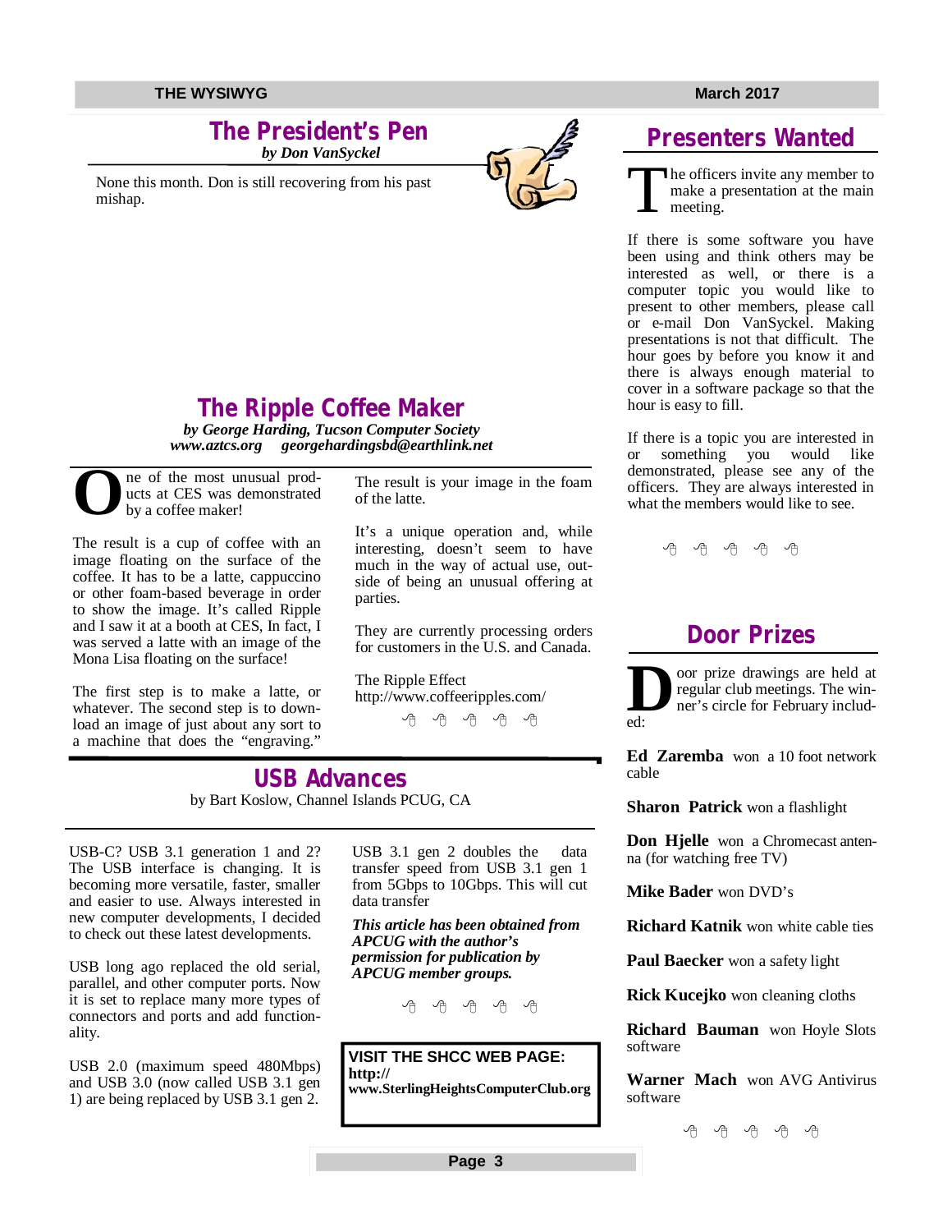## The President's Pen

*by Don VanSyckel*

None this month. Don is still recovering from his past mishap.

## The Ripple Coffee Maker

***by George Harding, Tucson Computer Society***
***www.aztcs.org georgehardingsbd@earthlink.net***

One of the most unusual products at CES was demonstrated by a coffee maker!

The result is a cup of coffee with an image floating on the surface of the coffee. It has to be a latte, cappuccino or other foam-based beverage in order to show the image. It's called Ripple and I saw it at a booth at CES, In fact, I was served a latte with an image of the Mona Lisa floating on the surface!

The first step is to make a latte, or whatever. The second step is to download an image of just about any sort to a machine that does the "engraving."

The result is your image in the foam of the latte.

It's a unique operation and, while interesting, doesn't seem to have much in the way of actual use, outside of being an unusual offering at parties.

They are currently processing orders for customers in the U.S. and Canada.

The Ripple Effect
http://www.coffeeripples.com/

## USB Advances

by Bart Koslow, Channel Islands PCUG, CA

USB-C? USB 3.1 generation 1 and 2? The USB interface is changing. It is becoming more versatile, faster, smaller and easier to use. Always interested in new computer developments, I decided to check out these latest developments.

USB long ago replaced the old serial, parallel, and other computer ports. Now it is set to replace many more types of connectors and ports and add functionality.

USB 2.0 (maximum speed 480Mbps) and USB 3.0 (now called USB 3.1 gen 1) are being replaced by USB 3.1 gen 2.

USB 3.1 gen 2 doubles the data transfer speed from USB 3.1 gen 1 from 5Gbps to 10Gbps. This will cut data transfer

***This article has been obtained from APCUG with the author's permission for publication by APCUG member groups.***

**VISIT THE SHCC WEB PAGE: http:// www.SterlingHeightsComputerClub.org**

## Presenters Wanted

The officers invite any member to make a presentation at the main meeting.

If there is some software you have been using and think others may be interested as well, or there is a computer topic you would like to present to other members, please call or e-mail Don VanSyckel. Making presentations is not that difficult. The hour goes by before you know it and there is always enough material to cover in a software package so that the hour is easy to fill.

If there is a topic you are interested in or something you would like demonstrated, please see any of the officers. They are always interested in what the members would like to see.

## Door Prizes

Door prize drawings are held at regular club meetings. The winner's circle for February included:

**Ed Zaremba** won a 10 foot network cable

**Sharon Patrick** won a flashlight

**Don Hjelle** won a Chromecast antenna (for watching free TV)

**Mike Bader** won DVD's

**Richard Katnik** won white cable ties

**Paul Baecker** won a safety light

**Rick Kucejko** won cleaning cloths

**Richard Bauman** won Hoyle Slots software

**Warner Mach** won AVG Antivirus software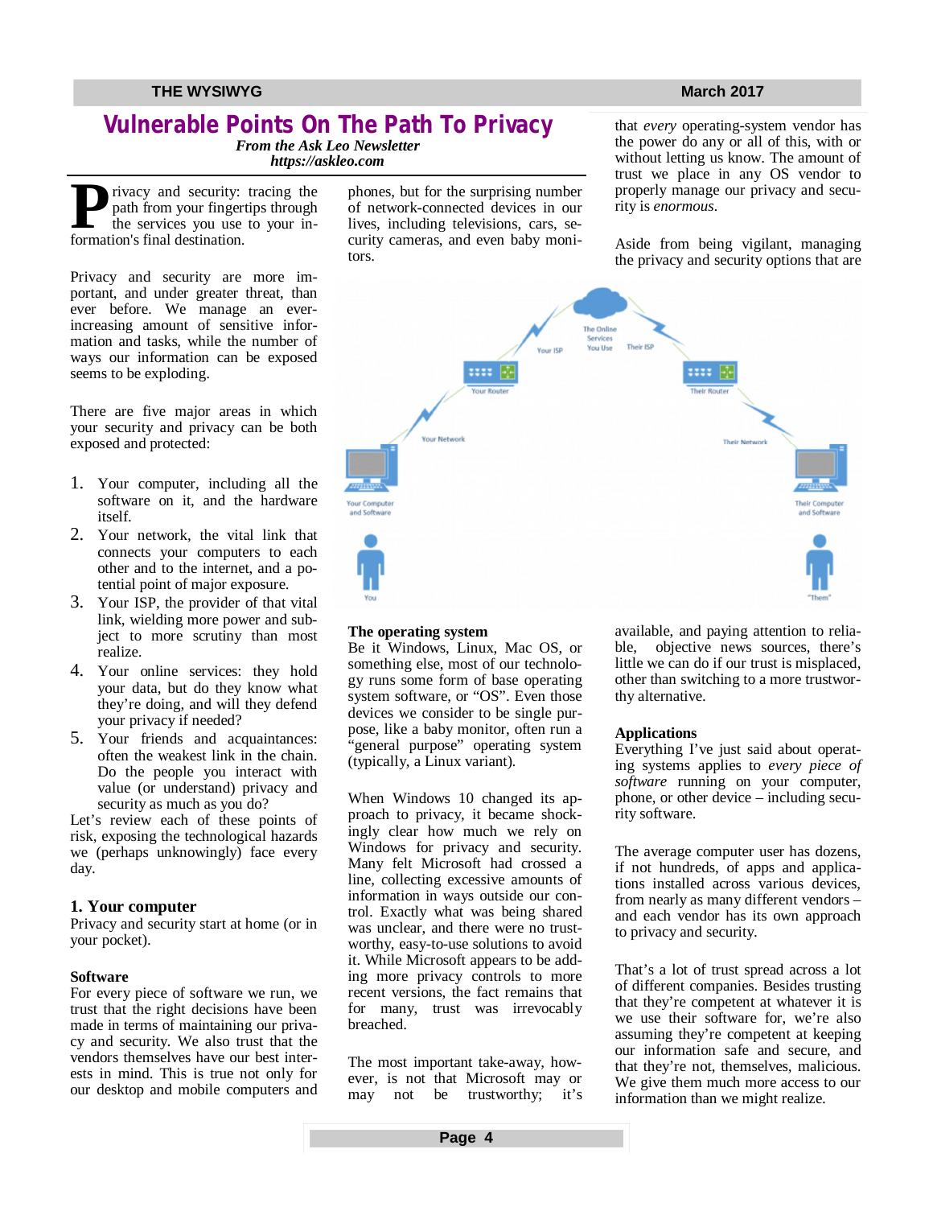# Vulnerable Points On The Path To Privacy

*From the Ask Leo Newsletter*
*https://askleo.com*

Privacy and security: tracing the path from your fingertips through the services you use to your information's final destination.

Privacy and security are more important, and under greater threat, than ever before. We manage an ever-increasing amount of sensitive information and tasks, while the number of ways our information can be exposed seems to be exploding.

There are five major areas in which your security and privacy can be both exposed and protected:

1. Your computer, including all the software on it, and the hardware itself.
2. Your network, the vital link that connects your computers to each other and to the internet, and a potential point of major exposure.
3. Your ISP, the provider of that vital link, wielding more power and subject to more scrutiny than most realize.
4. Your online services: they hold your data, but do they know what they're doing, and will they defend your privacy if needed?
5. Your friends and acquaintances: often the weakest link in the chain. Do the people you interact with value (or understand) privacy and security as much as you do?

Let's review each of these points of risk, exposing the technological hazards we (perhaps unknowingly) face every day.

## 1. Your computer

Privacy and security start at home (or in your pocket).

### Software

For every piece of software we run, we trust that the right decisions have been made in terms of maintaining our privacy and security. We also trust that the vendors themselves have our best interests in mind. This is true not only for our desktop and mobile computers and phones, but for the surprising number of network-connected devices in our lives, including televisions, cars, security cameras, and even baby monitors.

### The operating system

Be it Windows, Linux, Mac OS, or something else, most of our technology runs some form of base operating system software, or "OS". Even those devices we consider to be single purpose, like a baby monitor, often run a "general purpose" operating system (typically, a Linux variant).

When Windows 10 changed its approach to privacy, it became shockingly clear how much we rely on Windows for privacy and security. Many felt Microsoft had crossed a line, collecting excessive amounts of information in ways outside our control. Exactly what was being shared was unclear, and there were no trustworthy, easy-to-use solutions to avoid it. While Microsoft appears to be adding more privacy controls to more recent versions, the fact remains that for many, trust was irrevocably breached.

The most important take-away, however, is not that Microsoft may or may not be trustworthy; it's that *every* operating-system vendor has the power do any or all of this, with or without letting us know. The amount of trust we place in any OS vendor to properly manage our privacy and security is *enormous*.

Aside from being vigilant, managing the privacy and security options that are available, and paying attention to reliable, objective news sources, there's little we can do if our trust is misplaced, other than switching to a more trustworthy alternative.

### Applications

Everything I've just said about operating systems applies to *every piece of software* running on your computer, phone, or other device – including security software.

The average computer user has dozens, if not hundreds, of apps and applications installed across various devices, from nearly as many different vendors – and each vendor has its own approach to privacy and security.

That's a lot of trust spread across a lot of different companies. Besides trusting that they're competent at whatever it is we use their software for, we're also assuming they're competent at keeping our information safe and secure, and that they're not, themselves, malicious. We give them much more access to our information than we might realize.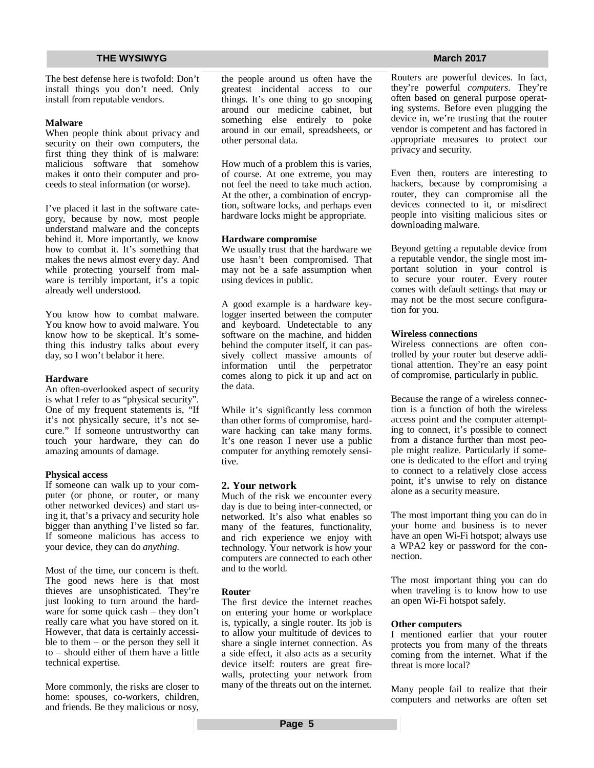The best defense here is twofold: Don't install things you don't need. Only install from reputable vendors.

**Malware**

When people think about privacy and security on their own computers, the first thing they think of is malware: malicious software that somehow makes it onto their computer and proceeds to steal information (or worse).

I've placed it last in the software category, because by now, most people understand malware and the concepts behind it. More importantly, we know how to combat it. It's something that makes the news almost every day. And while protecting yourself from malware is terribly important, it's a topic already well understood.

You know how to combat malware. You know how to avoid malware. You know how to be skeptical. It's something this industry talks about every day, so I won't belabor it here.

**Hardware**

An often-overlooked aspect of security is what I refer to as "physical security". One of my frequent statements is, "If it's not physically secure, it's not secure." If someone untrustworthy can touch your hardware, they can do amazing amounts of damage.

**Physical access**

If someone can walk up to your computer (or phone, or router, or many other networked devices) and start using it, that's a privacy and security hole bigger than anything I've listed so far. If someone malicious has access to your device, they can do *anything.*

Most of the time, our concern is theft. The good news here is that most thieves are unsophisticated. They're just looking to turn around the hardware for some quick cash – they don't really care what you have stored on it. However, that data is certainly accessible to them – or the person they sell it to – should either of them have a little technical expertise.

More commonly, the risks are closer to home: spouses, co-workers, children, and friends. Be they malicious or nosy, the people around us often have the greatest incidental access to our things. It's one thing to go snooping around our medicine cabinet, but something else entirely to poke around in our email, spreadsheets, or other personal data.

How much of a problem this is varies, of course. At one extreme, you may not feel the need to take much action. At the other, a combination of encryption, software locks, and perhaps even hardware locks might be appropriate.

**Hardware compromise**

We usually trust that the hardware we use hasn't been compromised. That may not be a safe assumption when using devices in public.

A good example is a hardware keylogger inserted between the computer and keyboard. Undetectable to any software on the machine, and hidden behind the computer itself, it can passively collect massive amounts of information until the perpetrator comes along to pick it up and act on the data.

While it's significantly less common than other forms of compromise, hardware hacking can take many forms. It's one reason I never use a public computer for anything remotely sensitive.

## 2. Your network

Much of the risk we encounter every day is due to being inter-connected, or networked. It's also what enables so many of the features, functionality, and rich experience we enjoy with technology. Your network is how your computers are connected to each other and to the world.

**Router**

The first device the internet reaches on entering your home or workplace is, typically, a single router. Its job is to allow your multitude of devices to share a single internet connection. As a side effect, it also acts as a security device itself: routers are great firewalls, protecting your network from many of the threats out on the internet.

Routers are powerful devices. In fact, they're powerful *computers*. They're often based on general purpose operating systems. Before even plugging the device in, we're trusting that the router vendor is competent and has factored in appropriate measures to protect our privacy and security.

Even then, routers are interesting to hackers, because by compromising a router, they can compromise all the devices connected to it, or misdirect people into visiting malicious sites or downloading malware.

Beyond getting a reputable device from a reputable vendor, the single most important solution in your control is to secure your router. Every router comes with default settings that may or may not be the most secure configuration for you.

**Wireless connections**

Wireless connections are often controlled by your router but deserve additional attention. They're an easy point of compromise, particularly in public.

Because the range of a wireless connection is a function of both the wireless access point and the computer attempting to connect, it's possible to connect from a distance further than most people might realize. Particularly if someone is dedicated to the effort and trying to connect to a relatively close access point, it's unwise to rely on distance alone as a security measure.

The most important thing you can do in your home and business is to never have an open Wi-Fi hotspot; always use a WPA2 key or password for the connection.

The most important thing you can do when traveling is to know how to use an open Wi-Fi hotspot safely.

**Other computers**

I mentioned earlier that your router protects you from many of the threats coming from the internet. What if the threat is more local?

Many people fail to realize that their computers and networks are often set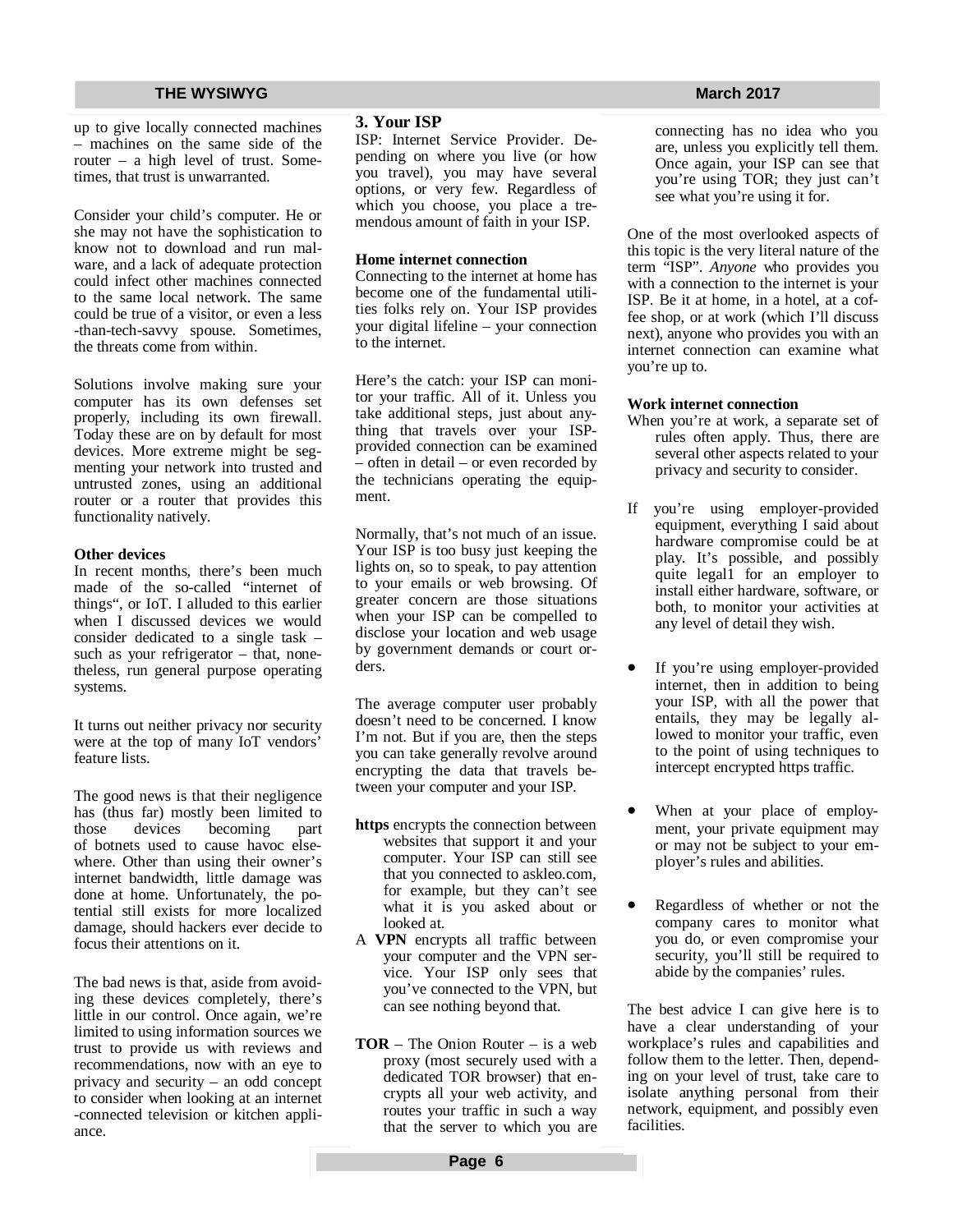up to give locally connected machines – machines on the same side of the router – a high level of trust. Sometimes, that trust is unwarranted.

Consider your child's computer. He or she may not have the sophistication to know not to download and run malware, and a lack of adequate protection could infect other machines connected to the same local network. The same could be true of a visitor, or even a less-than-tech-savvy spouse. Sometimes, the threats come from within.

Solutions involve making sure your computer has its own defenses set properly, including its own firewall. Today these are on by default for most devices. More extreme might be segmenting your network into trusted and untrusted zones, using an additional router or a router that provides this functionality natively.

**Other devices**

In recent months, there's been much made of the so-called "internet of things", or IoT. I alluded to this earlier when I discussed devices we would consider dedicated to a single task – such as your refrigerator – that, nonetheless, run general purpose operating systems.

It turns out neither privacy nor security were at the top of many IoT vendors' feature lists.

The good news is that their negligence has (thus far) mostly been limited to those devices becoming part of botnets used to cause havoc elsewhere. Other than using their owner's internet bandwidth, little damage was done at home. Unfortunately, the potential still exists for more localized damage, should hackers ever decide to focus their attentions on it.

The bad news is that, aside from avoiding these devices completely, there's little in our control. Once again, we're limited to using information sources we trust to provide us with reviews and recommendations, now with an eye to privacy and security – an odd concept to consider when looking at an internet-connected television or kitchen appliance.

### 3. Your ISP

ISP: Internet Service Provider. Depending on where you live (or how you travel), you may have several options, or very few. Regardless of which you choose, you place a tremendous amount of faith in your ISP.

**Home internet connection**

Connecting to the internet at home has become one of the fundamental utilities folks rely on. Your ISP provides your digital lifeline – your connection to the internet.

Here's the catch: your ISP can monitor your traffic. All of it. Unless you take additional steps, just about anything that travels over your ISP-provided connection can be examined – often in detail – or even recorded by the technicians operating the equipment.

Normally, that's not much of an issue. Your ISP is too busy just keeping the lights on, so to speak, to pay attention to your emails or web browsing. Of greater concern are those situations when your ISP can be compelled to disclose your location and web usage by government demands or court orders.

The average computer user probably doesn't need to be concerned. I know I'm not. But if you are, then the steps you can take generally revolve around encrypting the data that travels between your computer and your ISP.

**https** encrypts the connection between websites that support it and your computer. Your ISP can still see that you connected to askleo.com, for example, but they can't see what it is you asked about or looked at.

A **VPN** encrypts all traffic between your computer and the VPN service. Your ISP only sees that you've connected to the VPN, but can see nothing beyond that.

**TOR** – The Onion Router – is a web proxy (most securely used with a dedicated TOR browser) that encrypts all your web activity, and routes your traffic in such a way that the server to which you are connecting has no idea who you are, unless you explicitly tell them. Once again, your ISP can see that you're using TOR; they just can't see what you're using it for.

One of the most overlooked aspects of this topic is the very literal nature of the term "ISP". *Anyone* who provides you with a connection to the internet is your ISP. Be it at home, in a hotel, at a coffee shop, or at work (which I'll discuss next), anyone who provides you with an internet connection can examine what you're up to.

**Work internet connection**

When you're at work, a separate set of rules often apply. Thus, there are several other aspects related to your privacy and security to consider.

If you're using employer-provided equipment, everything I said about hardware compromise could be at play. It's possible, and possibly quite legal1 for an employer to install either hardware, software, or both, to monitor your activities at any level of detail they wish.

- If you're using employer-provided internet, then in addition to being your ISP, with all the power that entails, they may be legally allowed to monitor your traffic, even to the point of using techniques to intercept encrypted https traffic.
- When at your place of employment, your private equipment may or may not be subject to your employer's rules and abilities.
- Regardless of whether or not the company cares to monitor what you do, or even compromise your security, you'll still be required to abide by the companies' rules.

The best advice I can give here is to have a clear understanding of your workplace's rules and capabilities and follow them to the letter. Then, depending on your level of trust, take care to isolate anything personal from their network, equipment, and possibly even facilities.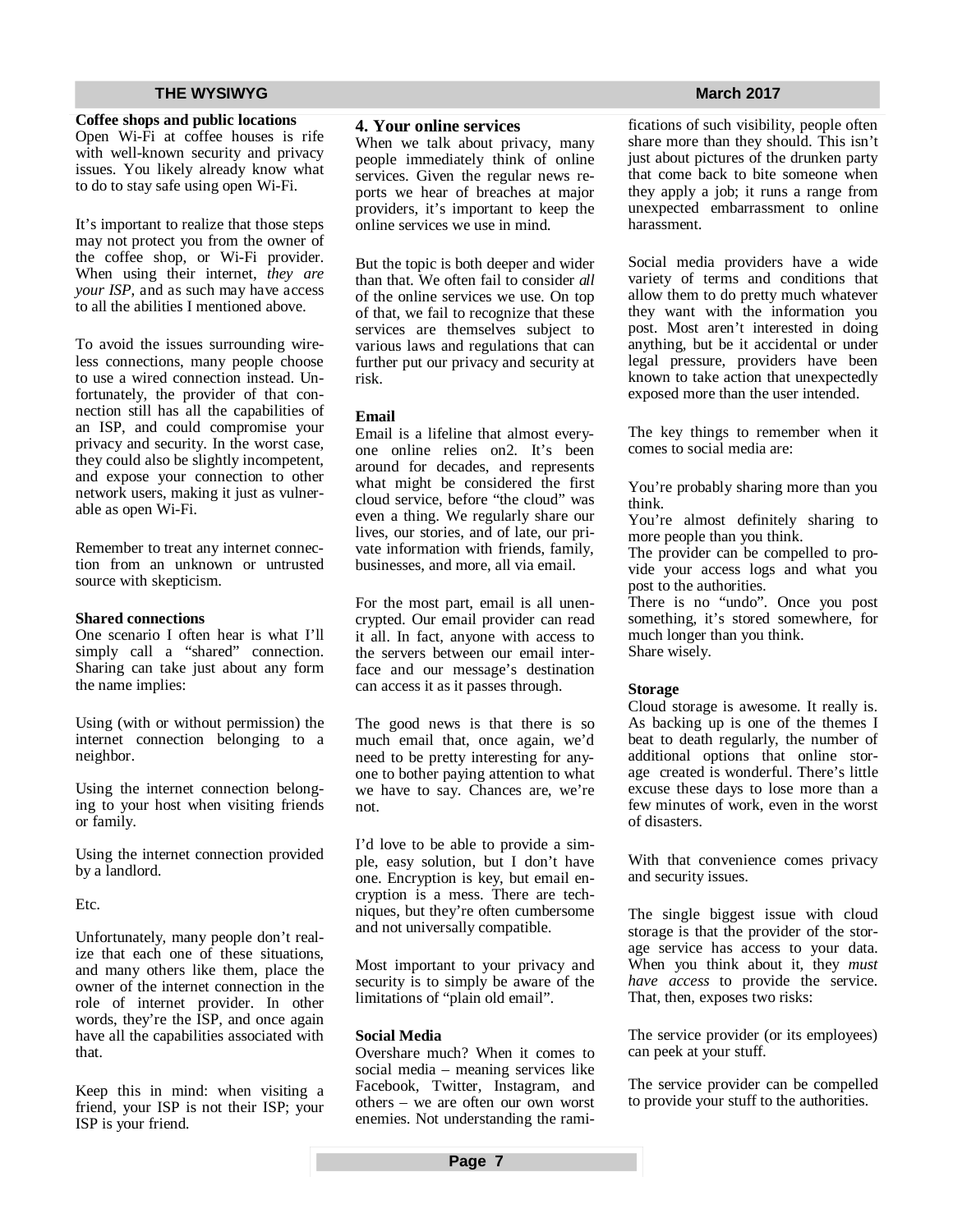### Coffee shops and public locations

Open Wi-Fi at coffee houses is rife with well-known security and privacy issues. You likely already know what to do to stay safe using open Wi-Fi.

It's important to realize that those steps may not protect you from the owner of the coffee shop, or Wi-Fi provider. When using their internet, *they are your ISP*, and as such may have access to all the abilities I mentioned above.

To avoid the issues surrounding wireless connections, many people choose to use a wired connection instead. Unfortunately, the provider of that connection still has all the capabilities of an ISP, and could compromise your privacy and security. In the worst case, they could also be slightly incompetent, and expose your connection to other network users, making it just as vulnerable as open Wi-Fi.

Remember to treat any internet connection from an unknown or untrusted source with skepticism.

### Shared connections

One scenario I often hear is what I'll simply call a "shared" connection. Sharing can take just about any form the name implies:

Using (with or without permission) the internet connection belonging to a neighbor.

Using the internet connection belonging to your host when visiting friends or family.

Using the internet connection provided by a landlord.

Etc.

Unfortunately, many people don't realize that each one of these situations, and many others like them, place the owner of the internet connection in the role of internet provider. In other words, they're the ISP, and once again have all the capabilities associated with that.

Keep this in mind: when visiting a friend, your ISP is not their ISP; your ISP is your friend.

## 4. Your online services

When we talk about privacy, many people immediately think of online services. Given the regular news reports we hear of breaches at major providers, it's important to keep the online services we use in mind.

But the topic is both deeper and wider than that. We often fail to consider *all* of the online services we use. On top of that, we fail to recognize that these services are themselves subject to various laws and regulations that can further put our privacy and security at risk.

### Email

Email is a lifeline that almost everyone online relies on2. It's been around for decades, and represents what might be considered the first cloud service, before "the cloud" was even a thing. We regularly share our lives, our stories, and of late, our private information with friends, family, businesses, and more, all via email.

For the most part, email is all unencrypted. Our email provider can read it all. In fact, anyone with access to the servers between our email interface and our message's destination can access it as it passes through.

The good news is that there is so much email that, once again, we'd need to be pretty interesting for anyone to bother paying attention to what we have to say. Chances are, we're not.

I'd love to be able to provide a simple, easy solution, but I don't have one. Encryption is key, but email encryption is a mess. There are techniques, but they're often cumbersome and not universally compatible.

Most important to your privacy and security is to simply be aware of the limitations of "plain old email".

### Social Media

Overshare much? When it comes to social media – meaning services like Facebook, Twitter, Instagram, and others – we are often our own worst enemies. Not understanding the ramifications of such visibility, people often share more than they should. This isn't just about pictures of the drunken party that come back to bite someone when they apply a job; it runs a range from unexpected embarrassment to online harassment.

Social media providers have a wide variety of terms and conditions that allow them to do pretty much whatever they want with the information you post. Most aren't interested in doing anything, but be it accidental or under legal pressure, providers have been known to take action that unexpectedly exposed more than the user intended.

The key things to remember when it comes to social media are:

You're probably sharing more than you think.
You're almost definitely sharing to more people than you think.
The provider can be compelled to provide your access logs and what you post to the authorities.
There is no "undo". Once you post something, it's stored somewhere, for much longer than you think.
Share wisely.

### Storage

Cloud storage is awesome. It really is. As backing up is one of the themes I beat to death regularly, the number of additional options that online storage created is wonderful. There's little excuse these days to lose more than a few minutes of work, even in the worst of disasters.

With that convenience comes privacy and security issues.

The single biggest issue with cloud storage is that the provider of the storage service has access to your data. When you think about it, they *must have access* to provide the service. That, then, exposes two risks:

The service provider (or its employees) can peek at your stuff.

The service provider can be compelled to provide your stuff to the authorities.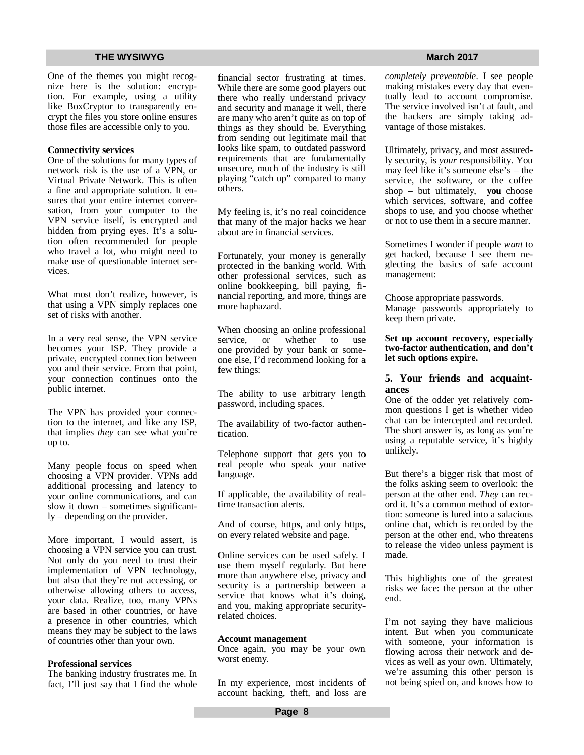One of the themes you might recognize here is the solution: encryption. For example, using a utility like BoxCryptor to transparently encrypt the files you store online ensures those files are accessible only to you.

**Connectivity services**

One of the solutions for many types of network risk is the use of a VPN, or Virtual Private Network. This is often a fine and appropriate solution. It ensures that your entire internet conversation, from your computer to the VPN service itself, is encrypted and hidden from prying eyes. It's a solution often recommended for people who travel a lot, who might need to make use of questionable internet services.

What most don't realize, however, is that using a VPN simply replaces one set of risks with another.

In a very real sense, the VPN service becomes your ISP. They provide a private, encrypted connection between you and their service. From that point, your connection continues onto the public internet.

The VPN has provided your connection to the internet, and like any ISP, that implies *they* can see what you're up to.

Many people focus on speed when choosing a VPN provider. VPNs add additional processing and latency to your online communications, and can slow it down – sometimes significantly – depending on the provider.

More important, I would assert, is choosing a VPN service you can trust. Not only do you need to trust their implementation of VPN technology, but also that they're not accessing, or otherwise allowing others to access, your data. Realize, too, many VPNs are based in other countries, or have a presence in other countries, which means they may be subject to the laws of countries other than your own.

**Professional services**

The banking industry frustrates me. In fact, I'll just say that I find the whole financial sector frustrating at times. While there are some good players out there who really understand privacy and security and manage it well, there are many who aren't quite as on top of things as they should be. Everything from sending out legitimate mail that looks like spam, to outdated password requirements that are fundamentally unsecure, much of the industry is still playing "catch up" compared to many others.

My feeling is, it's no real coincidence that many of the major hacks we hear about are in financial services.

Fortunately, your money is generally protected in the banking world. With other professional services, such as online bookkeeping, bill paying, financial reporting, and more, things are more haphazard.

When choosing an online professional service, or whether to use one provided by your bank or someone else, I'd recommend looking for a few things:

The ability to use arbitrary length password, including spaces.

The availability of two-factor authentication.

Telephone support that gets you to real people who speak your native language.

If applicable, the availability of real-time transaction alerts.

And of course, http**s**, and only https, on every related website and page.

Online services can be used safely. I use them myself regularly. But here more than anywhere else, privacy and security is a partnership between a service that knows what it's doing, and you, making appropriate security-related choices.

**Account management**

Once again, you may be your own worst enemy.

In my experience, most incidents of account hacking, theft, and loss are *completely preventable*. I see people making mistakes every day that eventually lead to account compromise. The service involved isn't at fault, and the hackers are simply taking advantage of those mistakes.

Ultimately, privacy, and most assuredly security, is *your* responsibility. You may feel like it's someone else's – the service, the software, or the coffee shop – but ultimately, **you** choose which services, software, and coffee shops to use, and you choose whether or not to use them in a secure manner.

Sometimes I wonder if people *want* to get hacked, because I see them neglecting the basics of safe account management:

Choose appropriate passwords.

Manage passwords appropriately to keep them private.

**Set up account recovery, especially two-factor authentication, and don't let such options expire.**

### 5. Your friends and acquaintances

One of the odder yet relatively common questions I get is whether video chat can be intercepted and recorded. The short answer is, as long as you're using a reputable service, it's highly unlikely.

But there's a bigger risk that most of the folks asking seem to overlook: the person at the other end. *They* can record it. It's a common method of extortion: someone is lured into a salacious online chat, which is recorded by the person at the other end, who threatens to release the video unless payment is made.

This highlights one of the greatest risks we face: the person at the other end.

I'm not saying they have malicious intent. But when you communicate with someone, your information is flowing across their network and devices as well as your own. Ultimately, we're assuming this other person is not being spied on, and knows how to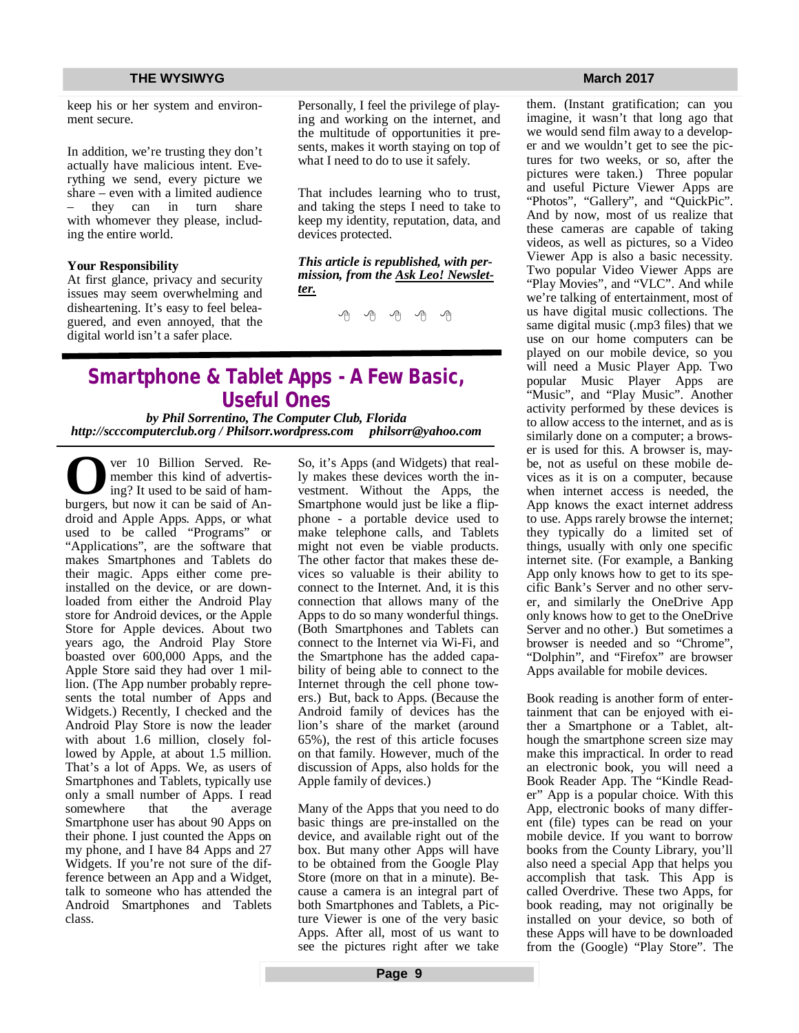keep his or her system and environment secure.

In addition, we're trusting they don't actually have malicious intent. Everything we send, every picture we share – even with a limited audience – they can in turn share with whomever they please, including the entire world.

**Your Responsibility**

At first glance, privacy and security issues may seem overwhelming and disheartening. It's easy to feel beleaguered, and even annoyed, that the digital world isn't a safer place.

Personally, I feel the privilege of playing and working on the internet, and the multitude of opportunities it presents, makes it worth staying on top of what I need to do to use it safely.

That includes learning who to trust, and taking the steps I need to take to keep my identity, reputation, data, and devices protected.

***This article is republished, with permission, from the Ask Leo! Newsletter.***

## Smartphone & Tablet Apps - A Few Basic, Useful Ones

***by Phil Sorrentino, The Computer Club, Florida***
***http://scccomputerclub.org / Philsorr.wordpress.com philsorr@yahoo.com***

Over 10 Billion Served. Remember this kind of advertising? It used to be said of hamburgers, but now it can be said of Android and Apple Apps. Apps, or what used to be called "Programs" or "Applications", are the software that makes Smartphones and Tablets do their magic. Apps either come pre-installed on the device, or are downloaded from either the Android Play store for Android devices, or the Apple Store for Apple devices. About two years ago, the Android Play Store boasted over 600,000 Apps, and the Apple Store said they had over 1 million. (The App number probably represents the total number of Apps and Widgets.) Recently, I checked and the Android Play Store is now the leader with about 1.6 million, closely followed by Apple, at about 1.5 million. That's a lot of Apps. We, as users of Smartphones and Tablets, typically use only a small number of Apps. I read somewhere that the average Smartphone user has about 90 Apps on their phone. I just counted the Apps on my phone, and I have 84 Apps and 27 Widgets. If you're not sure of the difference between an App and a Widget, talk to someone who has attended the Android Smartphones and Tablets class.

So, it's Apps (and Widgets) that really makes these devices worth the investment. Without the Apps, the Smartphone would just be like a flip-phone - a portable device used to make telephone calls, and Tablets might not even be viable products. The other factor that makes these devices so valuable is their ability to connect to the Internet. And, it is this connection that allows many of the Apps to do so many wonderful things. (Both Smartphones and Tablets can connect to the Internet via Wi-Fi, and the Smartphone has the added capability of being able to connect to the Internet through the cell phone towers.) But, back to Apps. (Because the Android family of devices has the lion's share of the market (around 65%), the rest of this article focuses on that family. However, much of the discussion of Apps, also holds for the Apple family of devices.)

Many of the Apps that you need to do basic things are pre-installed on the device, and available right out of the box. But many other Apps will have to be obtained from the Google Play Store (more on that in a minute). Because a camera is an integral part of both Smartphones and Tablets, a Picture Viewer is one of the very basic Apps. After all, most of us want to see the pictures right after we take them. (Instant gratification; can you imagine, it wasn't that long ago that we would send film away to a developer and we wouldn't get to see the pictures for two weeks, or so, after the pictures were taken.) Three popular and useful Picture Viewer Apps are "Photos", "Gallery", and "QuickPic". And by now, most of us realize that these cameras are capable of taking videos, as well as pictures, so a Video Viewer App is also a basic necessity. Two popular Video Viewer Apps are "Play Movies", and "VLC". And while we're talking of entertainment, most of us have digital music collections. The same digital music (.mp3 files) that we use on our home computers can be played on our mobile device, so you will need a Music Player App. Two popular Music Player Apps are "Music", and "Play Music". Another activity performed by these devices is to allow access to the internet, and as is similarly done on a computer; a browser is used for this. A browser is, maybe, not as useful on these mobile devices as it is on a computer, because when internet access is needed, the App knows the exact internet address to use. Apps rarely browse the internet; they typically do a limited set of things, usually with only one specific internet site. (For example, a Banking App only knows how to get to its specific Bank's Server and no other server, and similarly the OneDrive App only knows how to get to the OneDrive Server and no other.) But sometimes a browser is needed and so "Chrome", "Dolphin", and "Firefox" are browser Apps available for mobile devices.

Book reading is another form of entertainment that can be enjoyed with either a Smartphone or a Tablet, although the smartphone screen size may make this impractical. In order to read an electronic book, you will need a Book Reader App. The "Kindle Reader" App is a popular choice. With this App, electronic books of many different (file) types can be read on your mobile device. If you want to borrow books from the County Library, you'll also need a special App that helps you accomplish that task. This App is called Overdrive. These two Apps, for book reading, may not originally be installed on your device, so both of these Apps will have to be downloaded from the (Google) "Play Store". The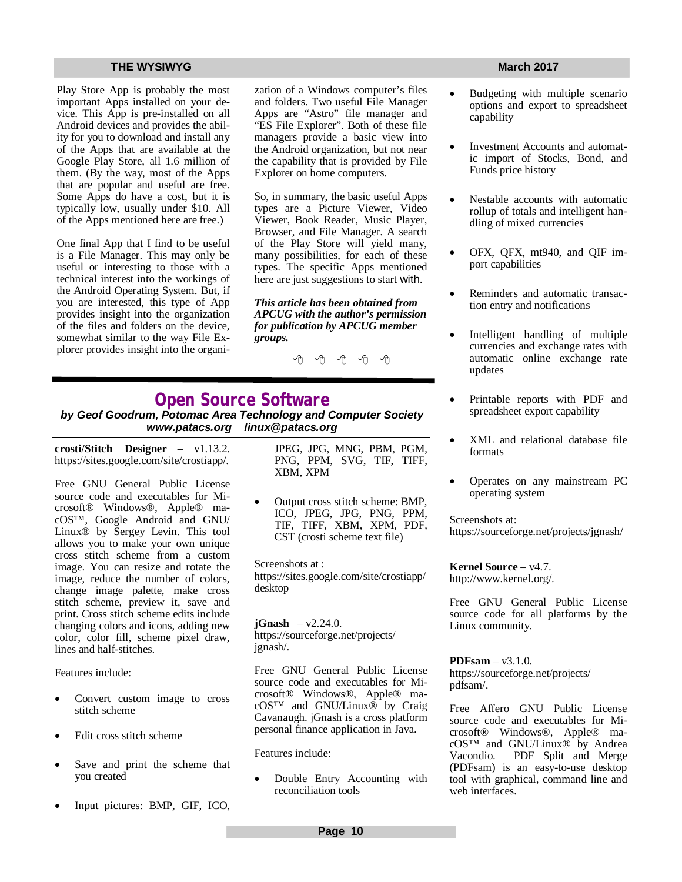Play Store App is probably the most important Apps installed on your device. This App is pre-installed on all Android devices and provides the ability for you to download and install any of the Apps that are available at the Google Play Store, all 1.6 million of them. (By the way, most of the Apps that are popular and useful are free. Some Apps do have a cost, but it is typically low, usually under $10. All of the Apps mentioned here are free.)

One final App that I find to be useful is a File Manager. This may only be useful or interesting to those with a technical interest into the workings of the Android Operating System. But, if you are interested, this type of App provides insight into the organization of the files and folders on the device, somewhat similar to the way File Explorer provides insight into the organization of a Windows computer's files and folders. Two useful File Manager Apps are "Astro" file manager and "ES File Explorer". Both of these file managers provide a basic view into the Android organization, but not near the capability that is provided by File Explorer on home computers.

So, in summary, the basic useful Apps types are a Picture Viewer, Video Viewer, Book Reader, Music Player, Browser, and File Manager. A search of the Play Store will yield many, many possibilities, for each of these types. The specific Apps mentioned here are just suggestions to start with.

***This article has been obtained from APCUG with the author's permission for publication by APCUG member groups.***

# Open Source Software

***by Geof Goodrum, Potomac Area Technology and Computer Society***
***www.patacs.org linux@patacs.org***

**crosti/Stitch Designer** – v1.13.2. https://sites.google.com/site/crostiapp/.

Free GNU General Public License source code and executables for Microsoft® Windows®, Apple® macOS™, Google Android and GNU/Linux® by Sergey Levin. This tool allows you to make your own unique cross stitch scheme from a custom image. You can resize and rotate the image, reduce the number of colors, change image palette, make cross stitch scheme, preview it, save and print. Cross stitch scheme edits include changing colors and icons, adding new color, color fill, scheme pixel draw, lines and half-stitches.

Features include:

- Convert custom image to cross stitch scheme
- Edit cross stitch scheme
- Save and print the scheme that you created
- Input pictures: BMP, GIF, ICO, JPEG, JPG, MNG, PBM, PGM, PNG, PPM, SVG, TIF, TIFF, XBM, XPM
- Output cross stitch scheme: BMP, ICO, JPEG, JPG, PNG, PPM, TIF, TIFF, XBM, XPM, PDF, CST (crosti scheme text file)

Screenshots at : https://sites.google.com/site/crostiapp/desktop

**jGnash** – v2.24.0. https://sourceforge.net/projects/jgnash/.

Free GNU General Public License source code and executables for Microsoft® Windows®, Apple® macOS™ and GNU/Linux® by Craig Cavanaugh. jGnash is a cross platform personal finance application in Java.

Features include:

- Double Entry Accounting with reconciliation tools
- Budgeting with multiple scenario options and export to spreadsheet capability
- Investment Accounts and automatic import of Stocks, Bond, and Funds price history
- Nestable accounts with automatic rollup of totals and intelligent handling of mixed currencies
- OFX, QFX, mt940, and QIF import capabilities
- Reminders and automatic transaction entry and notifications
- Intelligent handling of multiple currencies and exchange rates with automatic online exchange rate updates
- Printable reports with PDF and spreadsheet export capability
- XML and relational database file formats
- Operates on any mainstream PC operating system

Screenshots at: https://sourceforge.net/projects/jgnash/

**Kernel Source** – v4.7. http://www.kernel.org/.

Free GNU General Public License source code for all platforms by the Linux community.

**PDFsam** – v3.1.0. https://sourceforge.net/projects/pdfsam/.

Free Affero GNU Public License source code and executables for Microsoft® Windows®, Apple® macOS™ and GNU/Linux® by Andrea Vacondio. PDF Split and Merge (PDFsam) is an easy-to-use desktop tool with graphical, command line and web interfaces.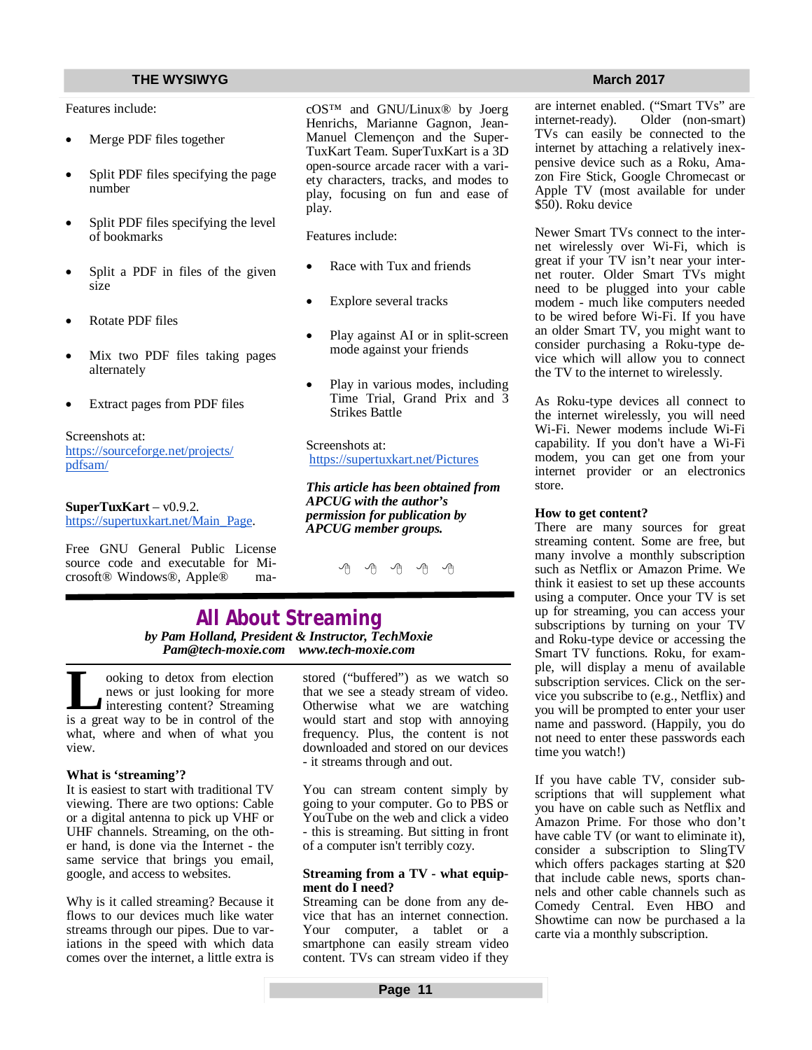Features include:

- Merge PDF files together
- Split PDF files specifying the page number
- Split PDF files specifying the level of bookmarks
- Split a PDF in files of the given size
- Rotate PDF files
- Mix two PDF files taking pages alternately
- Extract pages from PDF files

Screenshots at:
https://sourceforge.net/projects/pdfsam/

**SuperTuxKart** – v0.9.2.
https://supertuxkart.net/Main_Page.

Free GNU General Public License source code and executable for Microsoft® Windows®, Apple® macOS™ and GNU/Linux® by Joerg Henrichs, Marianne Gagnon, Jean-Manuel Clemençon and the SuperTuxKart Team. SuperTuxKart is a 3D open-source arcade racer with a variety characters, tracks, and modes to play, focusing on fun and ease of play.

Features include:

- Race with Tux and friends
- Explore several tracks
- Play against AI or in split-screen mode against your friends
- Play in various modes, including Time Trial, Grand Prix and 3 Strikes Battle

Screenshots at:
https://supertuxkart.net/Pictures

***This article has been obtained from APCUG with the author's permission for publication by APCUG member groups.***

## All About Streaming

***by Pam Holland, President & Instructor, TechMoxie***
***Pam@tech-moxie.com www.tech-moxie.com***

Looking to detox from election news or just looking for more interesting content? Streaming is a great way to be in control of the what, where and when of what you view.

**What is 'streaming'?**
It is easiest to start with traditional TV viewing. There are two options: Cable or a digital antenna to pick up VHF or UHF channels. Streaming, on the other hand, is done via the Internet - the same service that brings you email, google, and access to websites.

Why is it called streaming? Because it flows to our devices much like water streams through our pipes. Due to variations in the speed with which data comes over the internet, a little extra is stored ("buffered") as we watch so that we see a steady stream of video. Otherwise what we are watching would start and stop with annoying frequency. Plus, the content is not downloaded and stored on our devices - it streams through and out.

You can stream content simply by going to your computer. Go to PBS or YouTube on the web and click a video - this is streaming. But sitting in front of a computer isn't terribly cozy.

**Streaming from a TV - what equipment do I need?**
Streaming can be done from any device that has an internet connection. Your computer, a tablet or a smartphone can easily stream video content. TVs can stream video if they are internet enabled. ("Smart TVs" are internet-ready). Older (non-smart) TVs can easily be connected to the internet by attaching a relatively inexpensive device such as a Roku, Amazon Fire Stick, Google Chromecast or Apple TV (most available for under $50). Roku device

Newer Smart TVs connect to the internet wirelessly over Wi-Fi, which is great if your TV isn't near your internet router. Older Smart TVs might need to be plugged into your cable modem - much like computers needed to be wired before Wi-Fi. If you have an older Smart TV, you might want to consider purchasing a Roku-type device which will allow you to connect the TV to the internet to wirelessly.

As Roku-type devices all connect to the internet wirelessly, you will need Wi-Fi. Newer modems include Wi-Fi capability. If you don't have a Wi-Fi modem, you can get one from your internet provider or an electronics store.

**How to get content?**
There are many sources for great streaming content. Some are free, but many involve a monthly subscription such as Netflix or Amazon Prime. We think it easiest to set up these accounts using a computer. Once your TV is set up for streaming, you can access your subscriptions by turning on your TV and Roku-type device or accessing the Smart TV functions. Roku, for example, will display a menu of available subscription services. Click on the service you subscribe to (e.g., Netflix) and you will be prompted to enter your user name and password. (Happily, you do not need to enter these passwords each time you watch!)

If you have cable TV, consider subscriptions that will supplement what you have on cable such as Netflix and Amazon Prime. For those who don't have cable TV (or want to eliminate it), consider a subscription to SlingTV which offers packages starting at $20 that include cable news, sports channels and other cable channels such as Comedy Central. Even HBO and Showtime can now be purchased a la carte via a monthly subscription.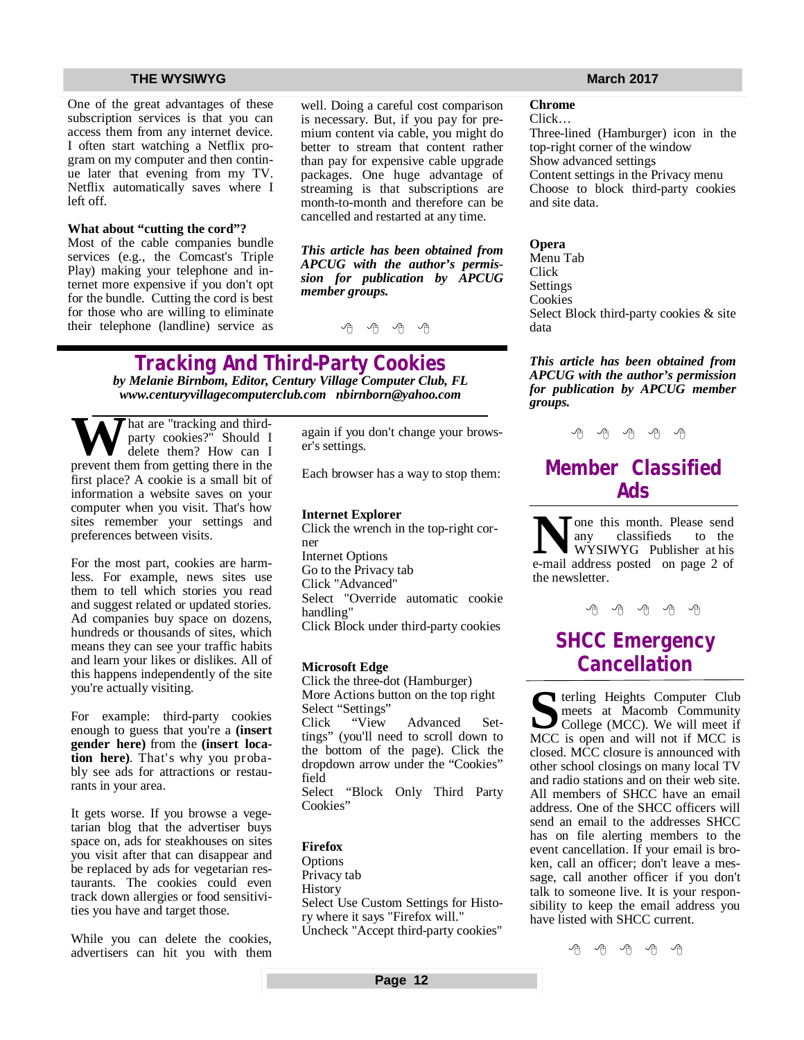One of the great advantages of these subscription services is that you can access them from any internet device. I often start watching a Netflix program on my computer and then continue later that evening from my TV. Netflix automatically saves where I left off.

**What about "cutting the cord"?**
Most of the cable companies bundle services (e.g., the Comcast's Triple Play) making your telephone and internet more expensive if you don't opt for the bundle. Cutting the cord is best for those who are willing to eliminate their telephone (landline) service as well. Doing a careful cost comparison is necessary. But, if you pay for premium content via cable, you might do better to stream that content rather than pay for expensive cable upgrade packages. One huge advantage of streaming is that subscriptions are month-to-month and therefore can be cancelled and restarted at any time.

***This article has been obtained from APCUG with the author's permission for publication by APCUG member groups.***

## Tracking And Third-Party Cookies

***by Melanie Birnbom, Editor, Century Village Computer Club, FL***
***www.centuryvillagecomputerclub.com nbirnborn@yahoo.com***

What are "tracking and third-party cookies?" Should I delete them? How can I prevent them from getting there in the first place? A cookie is a small bit of information a website saves on your computer when you visit. That's how sites remember your settings and preferences between visits.

For the most part, cookies are harmless. For example, news sites use them to tell which stories you read and suggest related or updated stories. Ad companies buy space on dozens, hundreds or thousands of sites, which means they can see your traffic habits and learn your likes or dislikes. All of this happens independently of the site you're actually visiting.

For example: third-party cookies enough to guess that you're a **(insert gender here)** from the **(insert location here)**. That's why you probably see ads for attractions or restaurants in your area.

It gets worse. If you browse a vegetarian blog that the advertiser buys space on, ads for steakhouses on sites you visit after that can disappear and be replaced by ads for vegetarian restaurants. The cookies could even track down allergies or food sensitivities you have and target those.

While you can delete the cookies, advertisers can hit you with them again if you don't change your browser's settings.

Each browser has a way to stop them:

**Internet Explorer**
Click the wrench in the top-right corner
Internet Options
Go to the Privacy tab
Click "Advanced"
Select "Override automatic cookie handling"
Click Block under third-party cookies

**Microsoft Edge**
Click the three-dot (Hamburger)
More Actions button on the top right
Select "Settings"
Click "View Advanced Settings" (you'll need to scroll down to the bottom of the page). Click the dropdown arrow under the "Cookies" field
Select "Block Only Third Party Cookies"

**Firefox**
Options
Privacy tab
History
Select Use Custom Settings for History where it says "Firefox will."
Uncheck "Accept third-party cookies"

**Chrome**
Click…
Three-lined (Hamburger) icon in the top-right corner of the window
Show advanced settings
Content settings in the Privacy menu
Choose to block third-party cookies and site data.

**Opera**
Menu Tab
Click
Settings
Cookies
Select Block third-party cookies & site data

***This article has been obtained from APCUG with the author's permission for publication by APCUG member groups.***

## Member Classified Ads

None this month. Please send any classifieds to the WYSIWYG Publisher at his e-mail address posted on page 2 of the newsletter.

## SHCC Emergency Cancellation

Sterling Heights Computer Club meets at Macomb Community College (MCC). We will meet if MCC is open and will not if MCC is closed. MCC closure is announced with other school closings on many local TV and radio stations and on their web site. All members of SHCC have an email address. One of the SHCC officers will send an email to the addresses SHCC has on file alerting members to the event cancellation. If your email is broken, call an officer; don't leave a message, call another officer if you don't talk to someone live. It is your responsibility to keep the email address you have listed with SHCC current.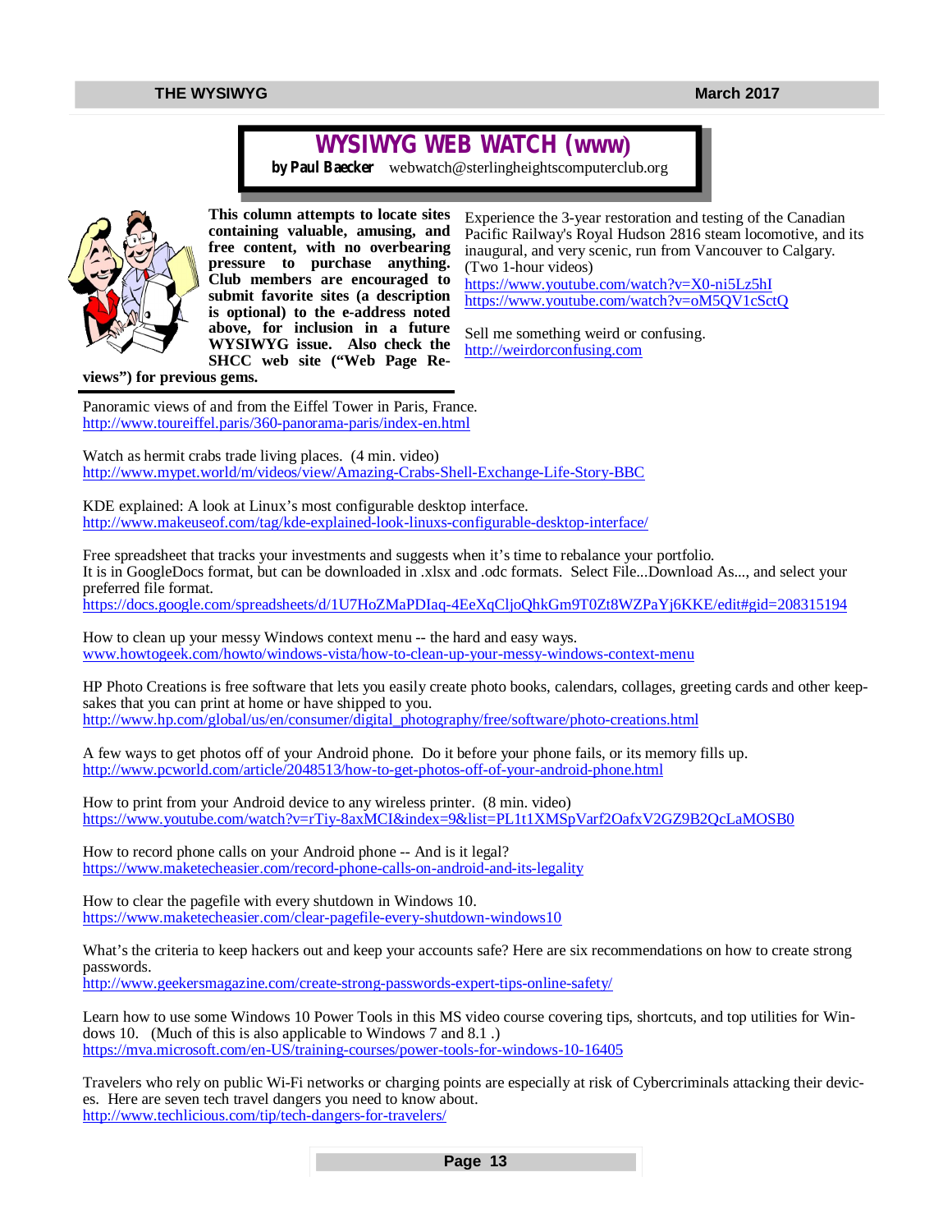# WYSIWYG WEB WATCH (www)

**by Paul Baecker** webwatch@sterlingheightscomputerclub.org

**This column attempts to locate sites containing valuable, amusing, and free content, with no overbearing pressure to purchase anything. Club members are encouraged to submit favorite sites (a description is optional) to the e-address noted above, for inclusion in a future WYSIWYG issue. Also check the SHCC web site ("Web Page Reviews") for previous gems.**

Experience the 3-year restoration and testing of the Canadian Pacific Railway's Royal Hudson 2816 steam locomotive, and its inaugural, and very scenic, run from Vancouver to Calgary. (Two 1-hour videos)
https://www.youtube.com/watch?v=X0-ni5Lz5hI
https://www.youtube.com/watch?v=oM5QV1cSctQ

Sell me something weird or confusing.
http://weirdorconfusing.com

Panoramic views of and from the Eiffel Tower in Paris, France.
http://www.toureiffel.paris/360-panorama-paris/index-en.html

Watch as hermit crabs trade living places. (4 min. video)
http://www.mypet.world/m/videos/view/Amazing-Crabs-Shell-Exchange-Life-Story-BBC

KDE explained: A look at Linux's most configurable desktop interface.
http://www.makeuseof.com/tag/kde-explained-look-linuxs-configurable-desktop-interface/

Free spreadsheet that tracks your investments and suggests when it's time to rebalance your portfolio.
It is in GoogleDocs format, but can be downloaded in .xlsx and .odc formats. Select File...Download As..., and select your preferred file format.
https://docs.google.com/spreadsheets/d/1U7HoZMaPDIaq-4EeXqCljoQhkGm9T0Zt8WZPaYj6KKE/edit#gid=208315194

How to clean up your messy Windows context menu -- the hard and easy ways.
www.howtogeek.com/howto/windows-vista/how-to-clean-up-your-messy-windows-context-menu

HP Photo Creations is free software that lets you easily create photo books, calendars, collages, greeting cards and other keepsakes that you can print at home or have shipped to you.
http://www.hp.com/global/us/en/consumer/digital_photography/free/software/photo-creations.html

A few ways to get photos off of your Android phone. Do it before your phone fails, or its memory fills up.
http://www.pcworld.com/article/2048513/how-to-get-photos-off-of-your-android-phone.html

How to print from your Android device to any wireless printer. (8 min. video)
https://www.youtube.com/watch?v=rTiy-8axMCI&index=9&list=PL1t1XMSpVarf2OafxV2GZ9B2QcLaMOSB0

How to record phone calls on your Android phone -- And is it legal?
https://www.maketecheasier.com/record-phone-calls-on-android-and-its-legality

How to clear the pagefile with every shutdown in Windows 10.
https://www.maketecheasier.com/clear-pagefile-every-shutdown-windows10

What's the criteria to keep hackers out and keep your accounts safe? Here are six recommendations on how to create strong passwords.
http://www.geekersmagazine.com/create-strong-passwords-expert-tips-online-safety/

Learn how to use some Windows 10 Power Tools in this MS video course covering tips, shortcuts, and top utilities for Windows 10. (Much of this is also applicable to Windows 7 and 8.1 .)
https://mva.microsoft.com/en-US/training-courses/power-tools-for-windows-10-16405

Travelers who rely on public Wi-Fi networks or charging points are especially at risk of Cybercriminals attacking their devices. Here are seven tech travel dangers you need to know about.
http://www.techlicious.com/tip/tech-dangers-for-travelers/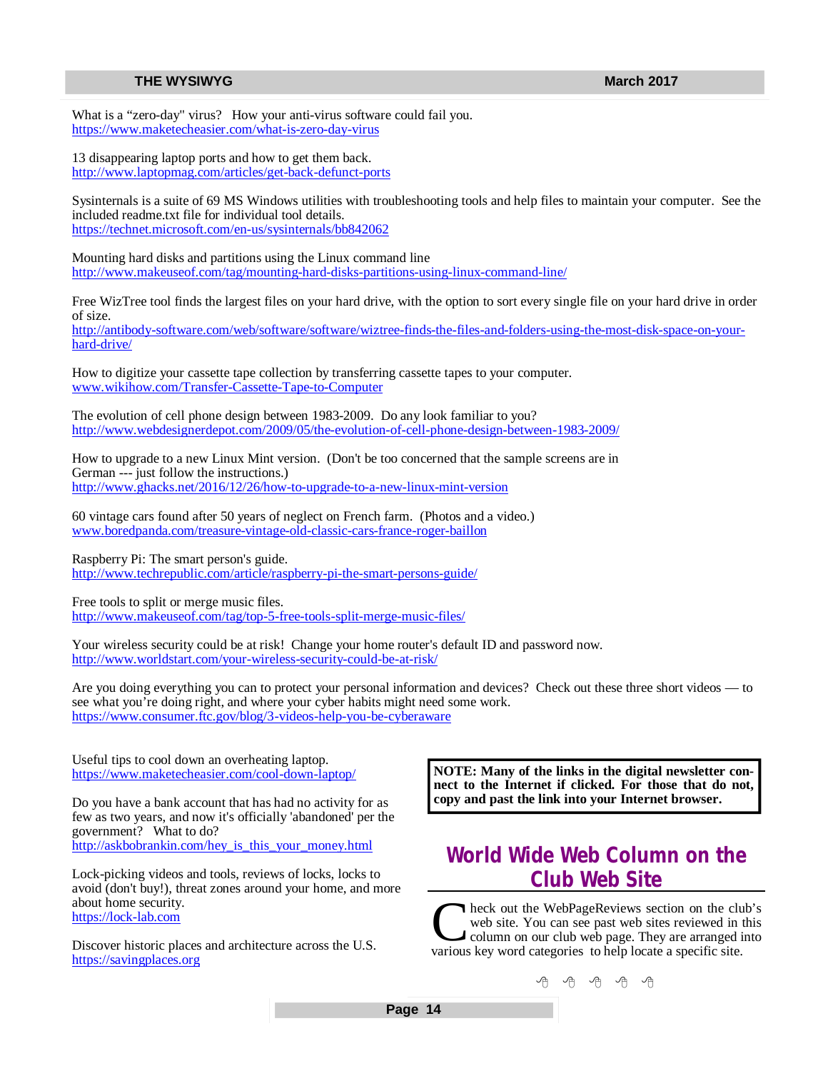What is a "zero-day" virus?  How your anti-virus software could fail you.
https://www.maketecheasier.com/what-is-zero-day-virus

13 disappearing laptop ports and how to get them back.
http://www.laptopmag.com/articles/get-back-defunct-ports

Sysinternals is a suite of 69 MS Windows utilities with troubleshooting tools and help files to maintain your computer.  See the included readme.txt file for individual tool details.
https://technet.microsoft.com/en-us/sysinternals/bb842062

Mounting hard disks and partitions using the Linux command line
http://www.makeuseof.com/tag/mounting-hard-disks-partitions-using-linux-command-line/

Free WizTree tool finds the largest files on your hard drive, with the option to sort every single file on your hard drive in order of size.
http://antibody-software.com/web/software/software/wiztree-finds-the-files-and-folders-using-the-most-disk-space-on-your-hard-drive/

How to digitize your cassette tape collection by transferring cassette tapes to your computer.
www.wikihow.com/Transfer-Cassette-Tape-to-Computer

The evolution of cell phone design between 1983-2009.  Do any look familiar to you?
http://www.webdesignerdepot.com/2009/05/the-evolution-of-cell-phone-design-between-1983-2009/

How to upgrade to a new Linux Mint version.  (Don't be too concerned that the sample screens are in German --- just follow the instructions.)
http://www.ghacks.net/2016/12/26/how-to-upgrade-to-a-new-linux-mint-version

60 vintage cars found after 50 years of neglect on French farm.  (Photos and a video.)
www.boredpanda.com/treasure-vintage-old-classic-cars-france-roger-baillon

Raspberry Pi: The smart person's guide.
http://www.techrepublic.com/article/raspberry-pi-the-smart-persons-guide/

Free tools to split or merge music files.
http://www.makeuseof.com/tag/top-5-free-tools-split-merge-music-files/

Your wireless security could be at risk!  Change your home router's default ID and password now.
http://www.worldstart.com/your-wireless-security-could-be-at-risk/

Are you doing everything you can to protect your personal information and devices?  Check out these three short videos — to see what you're doing right, and where your cyber habits might need some work.
https://www.consumer.ftc.gov/blog/3-videos-help-you-be-cyberaware

Useful tips to cool down an overheating laptop.
https://www.maketecheasier.com/cool-down-laptop/

Do you have a bank account that has had no activity for as few as two years, and now it's officially 'abandoned' per the government?   What to do?
http://askbobrankin.com/hey_is_this_your_money.html

Lock-picking videos and tools, reviews of locks, locks to avoid (don't buy!), threat zones around your home, and more about home security.
https://lock-lab.com

Discover historic places and architecture across the U.S.
https://savingplaces.org

**NOTE: Many of the links in the digital newsletter connect to the Internet if clicked. For those that do not, copy and past the link into your Internet browser.**

## World Wide Web Column on the Club Web Site

Check out the WebPageReviews section on the club's web site. You can see past web sites reviewed in this column on our club web page. They are arranged into various key word categories to help locate a specific site.